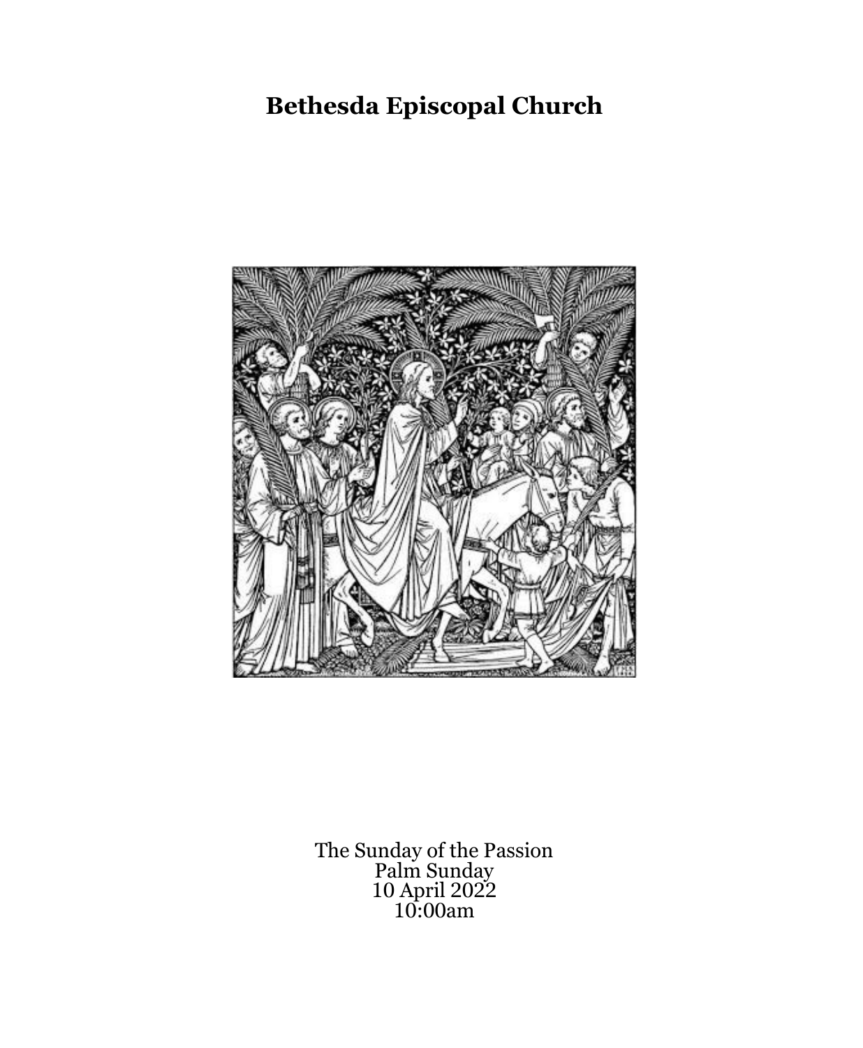# Bethesda Episcopal Church

The Sunday of the Passion
Palm Sunday
10 April 2022
10:00am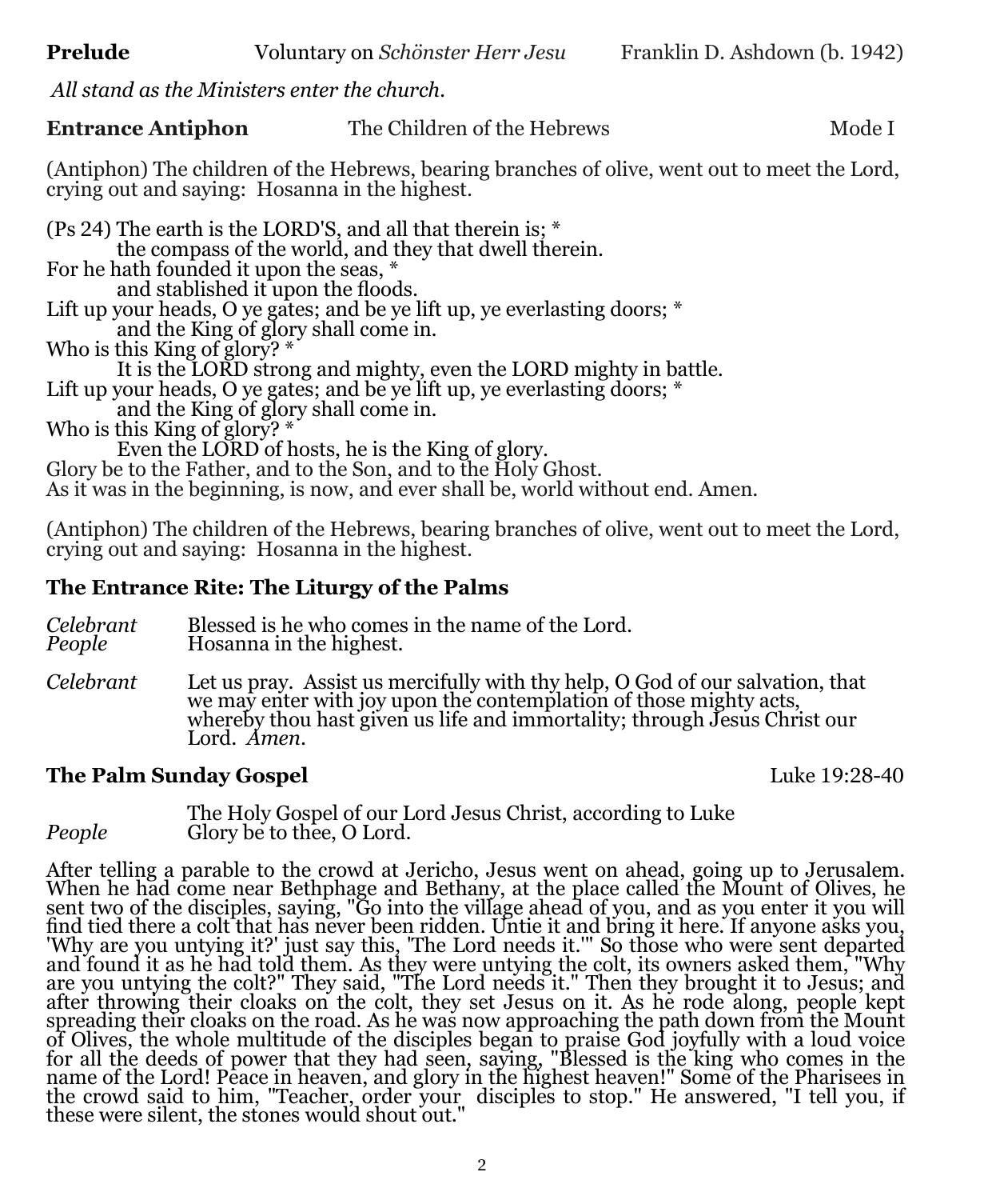**Prelude** Voluntary on *Schönster Herr Jesu* Franklin D. Ashdown (b. 1942)

*All stand as the Ministers enter the church.*

**Entrance Antiphon** The Children of the Hebrews Mode I

(Antiphon) The children of the Hebrews, bearing branches of olive, went out to meet the Lord, crying out and saying: Hosanna in the highest.

(Ps 24) The earth is the LORD'S, and all that therein is; *
the compass of the world, and they that dwell therein.
For he hath founded it upon the seas, *
and stablished it upon the floods.
Lift up your heads, O ye gates; and be ye lift up, ye everlasting doors; *
and the King of glory shall come in.
Who is this King of glory? *
It is the LORD strong and mighty, even the LORD mighty in battle.
Lift up your heads, O ye gates; and be ye lift up, ye everlasting doors; *
and the King of glory shall come in.
Who is this King of glory? *
Even the LORD of hosts, he is the King of glory.
Glory be to the Father, and to the Son, and to the Holy Ghost.
As it was in the beginning, is now, and ever shall be, world without end. Amen.

(Antiphon) The children of the Hebrews, bearing branches of olive, went out to meet the Lord, crying out and saying: Hosanna in the highest.

## The Entrance Rite: The Liturgy of the Palms

*Celebrant* Blessed is he who comes in the name of the Lord.
*People* Hosanna in the highest.

*Celebrant* Let us pray. Assist us mercifully with thy help, O God of our salvation, that we may enter with joy upon the contemplation of those mighty acts, whereby thou hast given us life and immortality; through Jesus Christ our Lord. *Amen.*

## The Palm Sunday Gospel Luke 19:28-40

The Holy Gospel of our Lord Jesus Christ, according to Luke
*People* Glory be to thee, O Lord.

After telling a parable to the crowd at Jericho, Jesus went on ahead, going up to Jerusalem. When he had come near Bethphage and Bethany, at the place called the Mount of Olives, he sent two of the disciples, saying, "Go into the village ahead of you, and as you enter it you will find tied there a colt that has never been ridden. Untie it and bring it here. If anyone asks you, 'Why are you untying it?' just say this, 'The Lord needs it.'" So those who were sent departed and found it as he had told them. As they were untying the colt, its owners asked them, "Why are you untying the colt?" They said, "The Lord needs it." Then they brought it to Jesus; and after throwing their cloaks on the colt, they set Jesus on it. As he rode along, people kept spreading their cloaks on the road. As he was now approaching the path down from the Mount of Olives, the whole multitude of the disciples began to praise God joyfully with a loud voice for all the deeds of power that they had seen, saying, "Blessed is the king who comes in the name of the Lord! Peace in heaven, and glory in the highest heaven!" Some of the Pharisees in the crowd said to him, "Teacher, order your disciples to stop." He answered, "I tell you, if these were silent, the stones would shout out."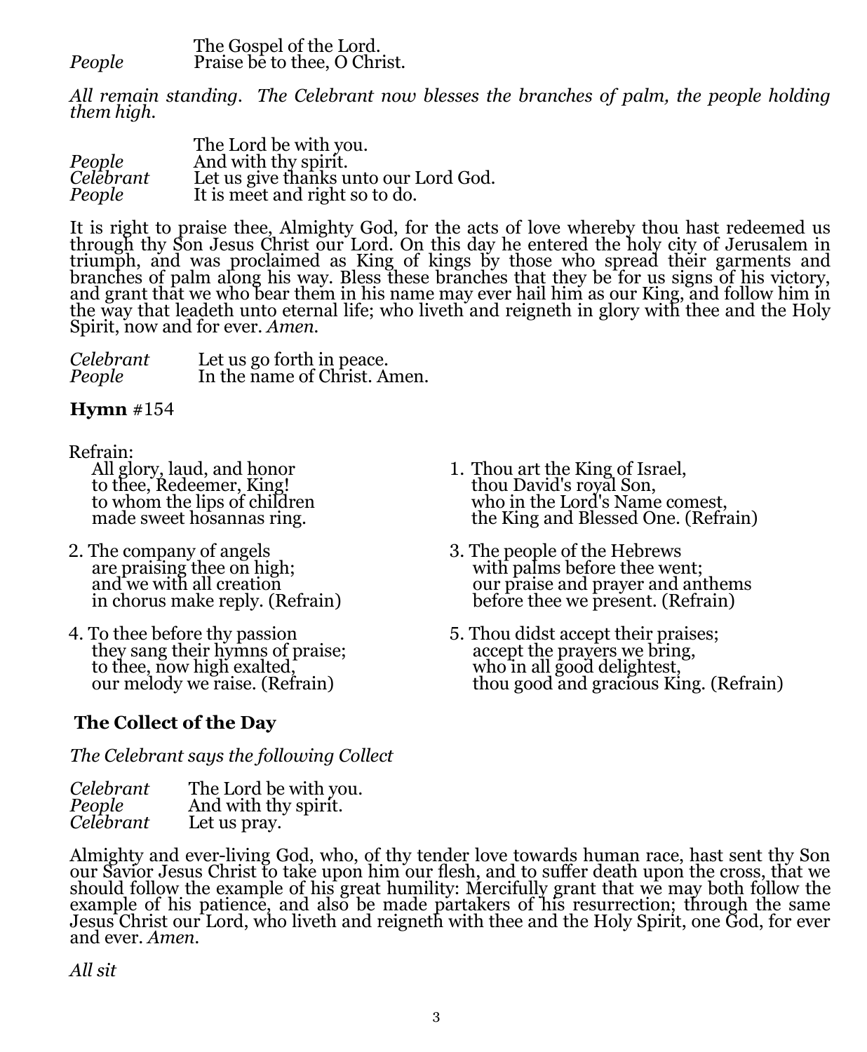The Gospel of the Lord.
*People* Praise be to thee, O Christ.

*All remain standing. The Celebrant now blesses the branches of palm, the people holding them high.*

The Lord be with you.
*People* And with thy spirit.
*Celebrant* Let us give thanks unto our Lord God.
*People* It is meet and right so to do.

It is right to praise thee, Almighty God, for the acts of love whereby thou hast redeemed us through thy Son Jesus Christ our Lord. On this day he entered the holy city of Jerusalem in triumph, and was proclaimed as King of kings by those who spread their garments and branches of palm along his way. Bless these branches that they be for us signs of his victory, and grant that we who bear them in his name may ever hail him as our King, and follow him in the way that leadeth unto eternal life; who liveth and reigneth in glory with thee and the Holy Spirit, now and for ever. *Amen.*

*Celebrant* Let us go forth in peace.
*People* In the name of Christ. Amen.

**Hymn** #154

Refrain:
All glory, laud, and honor
to thee, Redeemer, King!
to whom the lips of children
made sweet hosannas ring.

1. Thou art the King of Israel,
thou David's royal Son,
who in the Lord's Name comest,
the King and Blessed One. (Refrain)

2. The company of angels
are praising thee on high;
and we with all creation
in chorus make reply. (Refrain)

3. The people of the Hebrews
with palms before thee went;
our praise and prayer and anthems
before thee we present. (Refrain)

4. To thee before thy passion
they sang their hymns of praise;
to thee, now high exalted,
our melody we raise. (Refrain)

5. Thou didst accept their praises;
accept the prayers we bring,
who in all good delightest,
thou good and gracious King. (Refrain)

**The Collect of the Day**

*The Celebrant says the following Collect*

*Celebrant* The Lord be with you.
*People* And with thy spirit.
*Celebrant* Let us pray.

Almighty and ever-living God, who, of thy tender love towards human race, hast sent thy Son our Savior Jesus Christ to take upon him our flesh, and to suffer death upon the cross, that we should follow the example of his great humility: Mercifully grant that we may both follow the example of his patience, and also be made partakers of his resurrection; through the same Jesus Christ our Lord, who liveth and reigneth with thee and the Holy Spirit, one God, for ever and ever. *Amen.*

*All sit*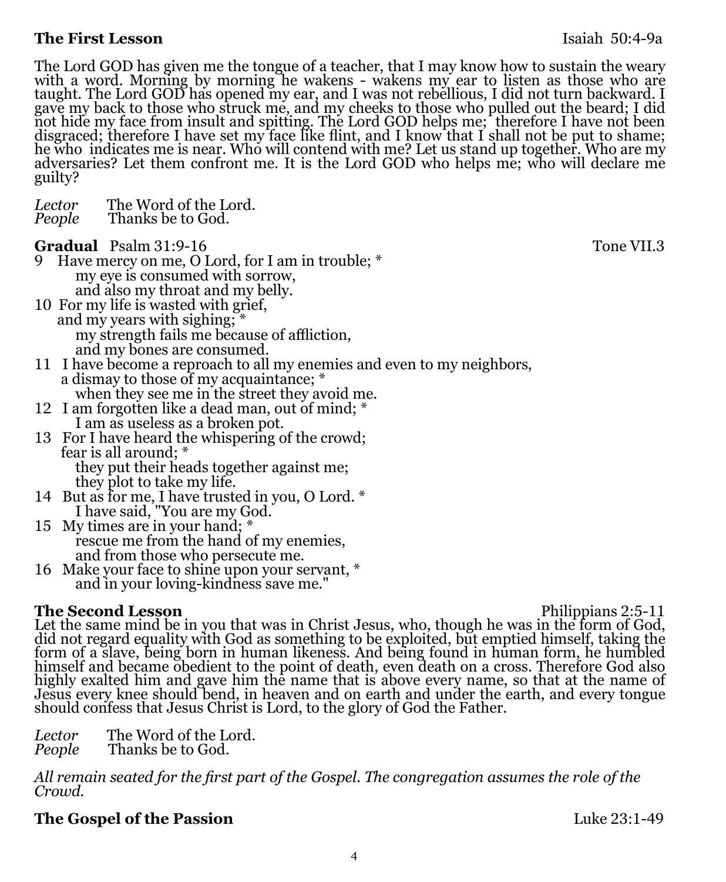**The First Lesson** Isaiah 50:4-9a

The Lord GOD has given me the tongue of a teacher, that I may know how to sustain the weary with a word. Morning by morning he wakens - wakens my ear to listen as those who are taught. The Lord GOD has opened my ear, and I was not rebellious, I did not turn backward. I gave my back to those who struck me, and my cheeks to those who pulled out the beard; I did not hide my face from insult and spitting. The Lord GOD helps me; therefore I have not been disgraced; therefore I have set my face like flint, and I know that I shall not be put to shame; he who indicates me is near. Who will contend with me? Let us stand up together. Who are my adversaries? Let them confront me. It is the Lord GOD who helps me; who will declare me guilty?

*Lector* The Word of the Lord.
*People* Thanks be to God.

**Gradual** Psalm 31:9-16 Tone VII.3

9 Have mercy on me, O Lord, for I am in trouble; *
my eye is consumed with sorrow,
and also my throat and my belly.
10 For my life is wasted with grief,
and my years with sighing; *
my strength fails me because of affliction,
and my bones are consumed.
11 I have become a reproach to all my enemies and even to my neighbors,
a dismay to those of my acquaintance; *
when they see me in the street they avoid me.
12 I am forgotten like a dead man, out of mind; *
I am as useless as a broken pot.
13 For I have heard the whispering of the crowd;
fear is all around; *
they put their heads together against me;
they plot to take my life.
14 But as for me, I have trusted in you, O Lord. *
I have said, "You are my God.
15 My times are in your hand; *
rescue me from the hand of my enemies,
and from those who persecute me.
16 Make your face to shine upon your servant, *
and in your loving-kindness save me."

**The Second Lesson** Philippians 2:5-11

Let the same mind be in you that was in Christ Jesus, who, though he was in the form of God, did not regard equality with God as something to be exploited, but emptied himself, taking the form of a slave, being born in human likeness. And being found in human form, he humbled himself and became obedient to the point of death, even death on a cross. Therefore God also highly exalted him and gave him the name that is above every name, so that at the name of Jesus every knee should bend, in heaven and on earth and under the earth, and every tongue should confess that Jesus Christ is Lord, to the glory of God the Father.

*Lector* The Word of the Lord.
*People* Thanks be to God.

*All remain seated for the first part of the Gospel. The congregation assumes the role of the Crowd.*

**The Gospel of the Passion** Luke 23:1-49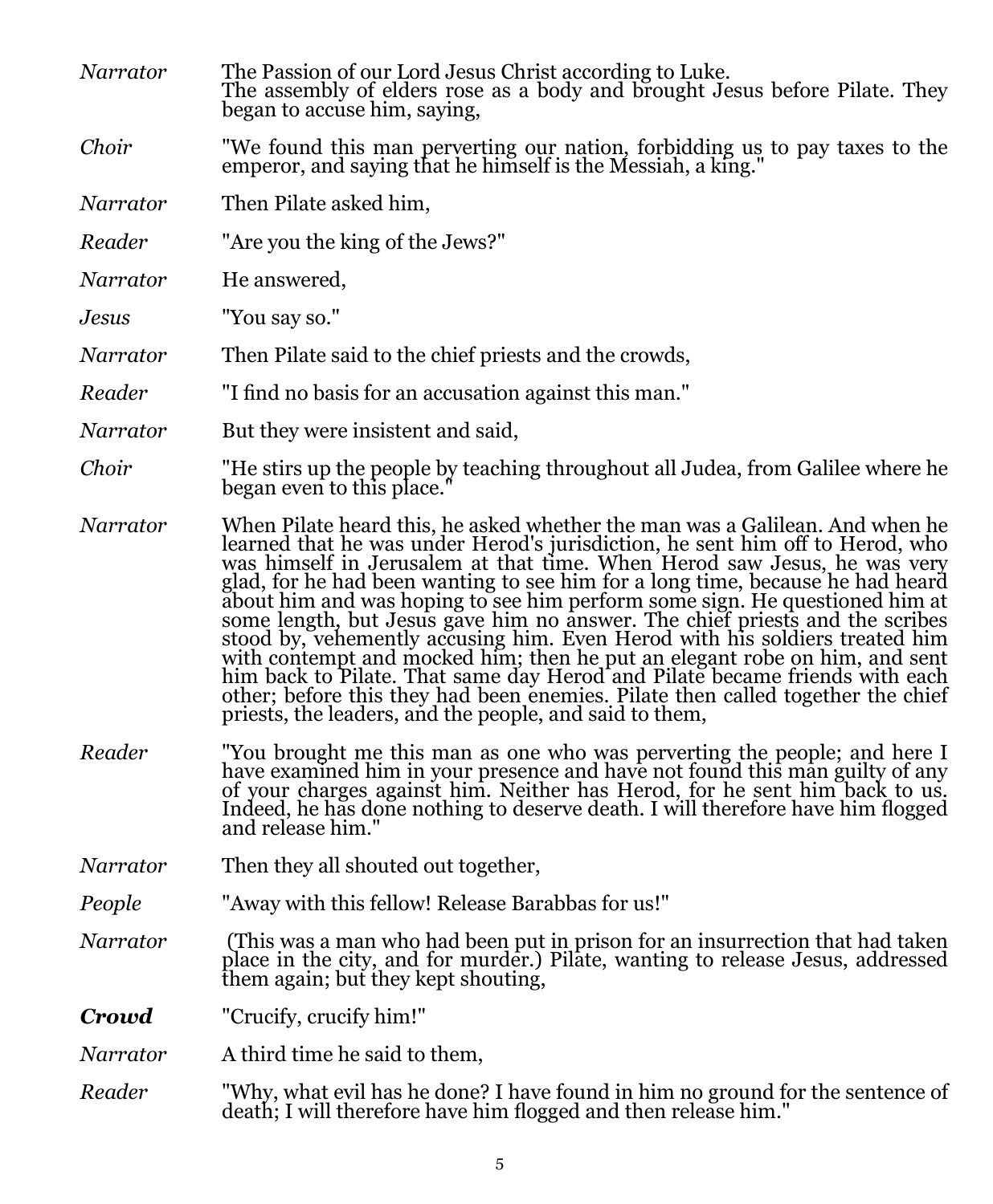*Narrator* The Passion of our Lord Jesus Christ according to Luke.
The assembly of elders rose as a body and brought Jesus before Pilate. They began to accuse him, saying,

*Choir* "We found this man perverting our nation, forbidding us to pay taxes to the emperor, and saying that he himself is the Messiah, a king."

*Narrator* Then Pilate asked him,

*Reader* "Are you the king of the Jews?"

*Narrator* He answered,

*Jesus* "You say so."

*Narrator* Then Pilate said to the chief priests and the crowds,

*Reader* "I find no basis for an accusation against this man."

*Narrator* But they were insistent and said,

*Choir* "He stirs up the people by teaching throughout all Judea, from Galilee where he began even to this place."

*Narrator* When Pilate heard this, he asked whether the man was a Galilean. And when he learned that he was under Herod's jurisdiction, he sent him off to Herod, who was himself in Jerusalem at that time. When Herod saw Jesus, he was very glad, for he had been wanting to see him for a long time, because he had heard about him and was hoping to see him perform some sign. He questioned him at some length, but Jesus gave him no answer. The chief priests and the scribes stood by, vehemently accusing him. Even Herod with his soldiers treated him with contempt and mocked him; then he put an elegant robe on him, and sent him back to Pilate. That same day Herod and Pilate became friends with each other; before this they had been enemies. Pilate then called together the chief priests, the leaders, and the people, and said to them,

*Reader* "You brought me this man as one who was perverting the people; and here I have examined him in your presence and have not found this man guilty of any of your charges against him. Neither has Herod, for he sent him back to us. Indeed, he has done nothing to deserve death. I will therefore have him flogged and release him."

*Narrator* Then they all shouted out together,

*People* "Away with this fellow! Release Barabbas for us!"

*Narrator* (This was a man who had been put in prison for an insurrection that had taken place in the city, and for murder.) Pilate, wanting to release Jesus, addressed them again; but they kept shouting,

***Crowd*** "Crucify, crucify him!"

*Narrator* A third time he said to them,

*Reader* "Why, what evil has he done? I have found in him no ground for the sentence of death; I will therefore have him flogged and then release him."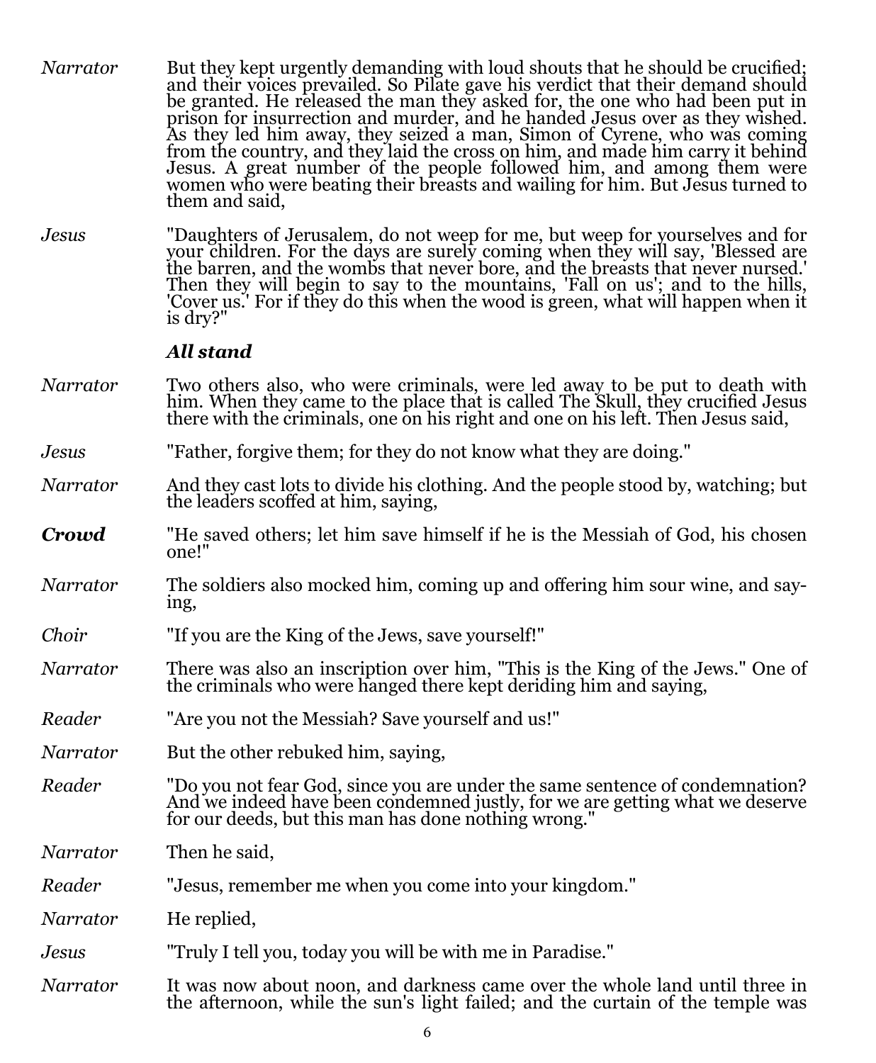*Narrator* But they kept urgently demanding with loud shouts that he should be crucified; and their voices prevailed. So Pilate gave his verdict that their demand should be granted. He released the man they asked for, the one who had been put in prison for insurrection and murder, and he handed Jesus over as they wished. As they led him away, they seized a man, Simon of Cyrene, who was coming from the country, and they laid the cross on him, and made him carry it behind Jesus. A great number of the people followed him, and among them were women who were beating their breasts and wailing for him. But Jesus turned to them and said,

*Jesus* "Daughters of Jerusalem, do not weep for me, but weep for yourselves and for your children. For the days are surely coming when they will say, 'Blessed are the barren, and the wombs that never bore, and the breasts that never nursed.' Then they will begin to say to the mountains, 'Fall on us'; and to the hills, 'Cover us.' For if they do this when the wood is green, what will happen when it is dry?"

***All stand***

*Narrator* Two others also, who were criminals, were led away to be put to death with him. When they came to the place that is called The Skull, they crucified Jesus there with the criminals, one on his right and one on his left. Then Jesus said,

*Jesus* "Father, forgive them; for they do not know what they are doing."

*Narrator* And they cast lots to divide his clothing. And the people stood by, watching; but the leaders scoffed at him, saying,

***Crowd*** "He saved others; let him save himself if he is the Messiah of God, his chosen one!"

*Narrator* The soldiers also mocked him, coming up and offering him sour wine, and saying,

*Choir* "If you are the King of the Jews, save yourself!"

*Narrator* There was also an inscription over him, "This is the King of the Jews." One of the criminals who were hanged there kept deriding him and saying,

*Reader* "Are you not the Messiah? Save yourself and us!"

*Narrator* But the other rebuked him, saying,

*Reader* "Do you not fear God, since you are under the same sentence of condemnation? And we indeed have been condemned justly, for we are getting what we deserve for our deeds, but this man has done nothing wrong."

*Narrator* Then he said,

*Reader* "Jesus, remember me when you come into your kingdom."

*Narrator* He replied,

*Jesus* "Truly I tell you, today you will be with me in Paradise."

*Narrator* It was now about noon, and darkness came over the whole land until three in the afternoon, while the sun's light failed; and the curtain of the temple was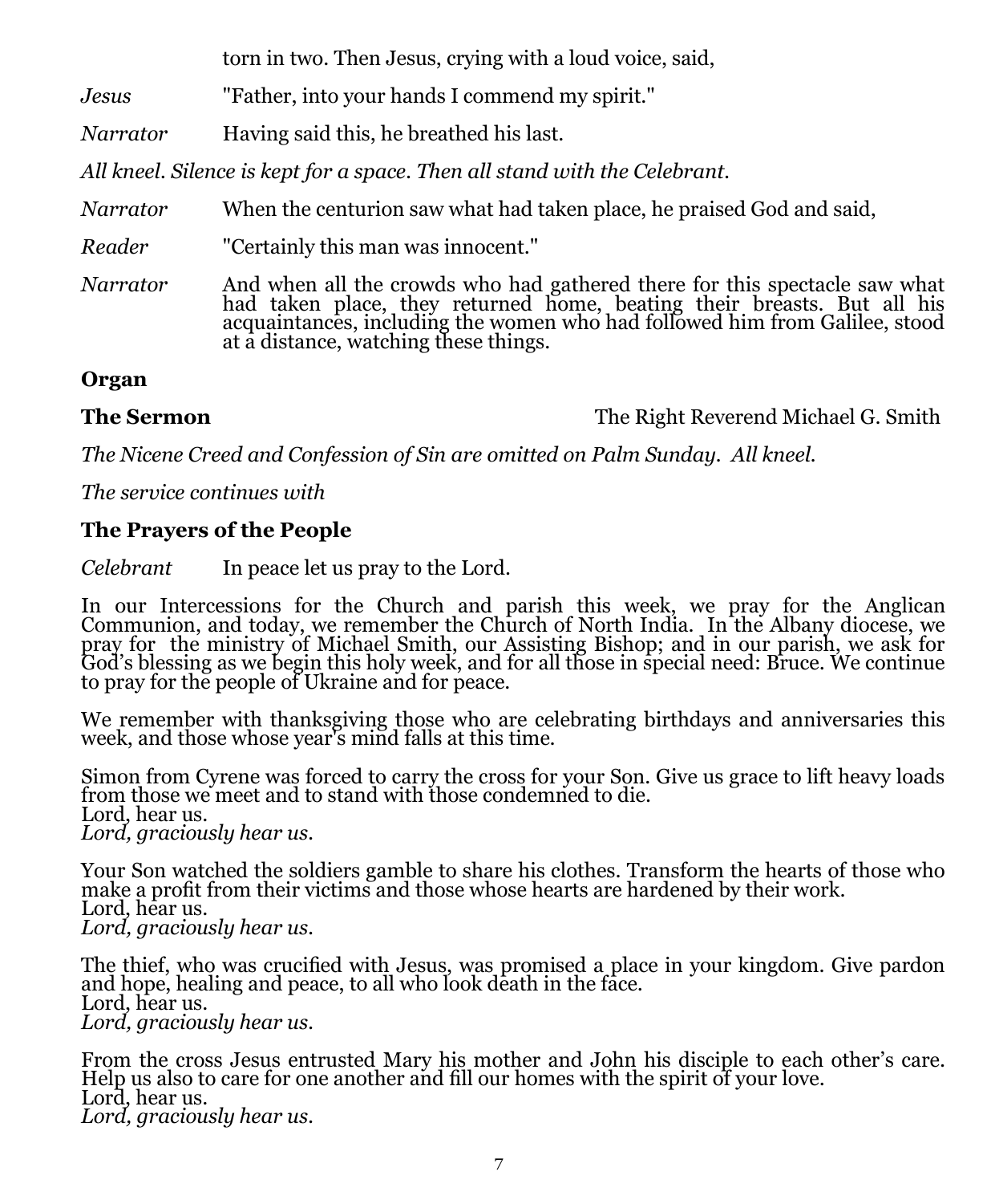torn in two. Then Jesus, crying with a loud voice, said,

*Jesus* "Father, into your hands I commend my spirit."

*Narrator* Having said this, he breathed his last.

*All kneel. Silence is kept for a space. Then all stand with the Celebrant.*

*Narrator* When the centurion saw what had taken place, he praised God and said,

*Reader* "Certainly this man was innocent."

*Narrator* And when all the crowds who had gathered there for this spectacle saw what had taken place, they returned home, beating their breasts. But all his acquaintances, including the women who had followed him from Galilee, stood at a distance, watching these things.

**Organ**

**The Sermon** The Right Reverend Michael G. Smith

*The Nicene Creed and Confession of Sin are omitted on Palm Sunday. All kneel.*

*The service continues with*

**The Prayers of the People**

*Celebrant* In peace let us pray to the Lord.

In our Intercessions for the Church and parish this week, we pray for the Anglican Communion, and today, we remember the Church of North India. In the Albany diocese, we pray for the ministry of Michael Smith, our Assisting Bishop; and in our parish, we ask for God's blessing as we begin this holy week, and for all those in special need: Bruce. We continue to pray for the people of Ukraine and for peace.

We remember with thanksgiving those who are celebrating birthdays and anniversaries this week, and those whose year's mind falls at this time.

Simon from Cyrene was forced to carry the cross for your Son. Give us grace to lift heavy loads from those we meet and to stand with those condemned to die.
Lord, hear us.
*Lord, graciously hear us.*

Your Son watched the soldiers gamble to share his clothes. Transform the hearts of those who make a profit from their victims and those whose hearts are hardened by their work.
Lord, hear us.
*Lord, graciously hear us.*

The thief, who was crucified with Jesus, was promised a place in your kingdom. Give pardon and hope, healing and peace, to all who look death in the face.
Lord, hear us.
*Lord, graciously hear us.*

From the cross Jesus entrusted Mary his mother and John his disciple to each other's care. Help us also to care for one another and fill our homes with the spirit of your love.
Lord, hear us.
*Lord, graciously hear us.*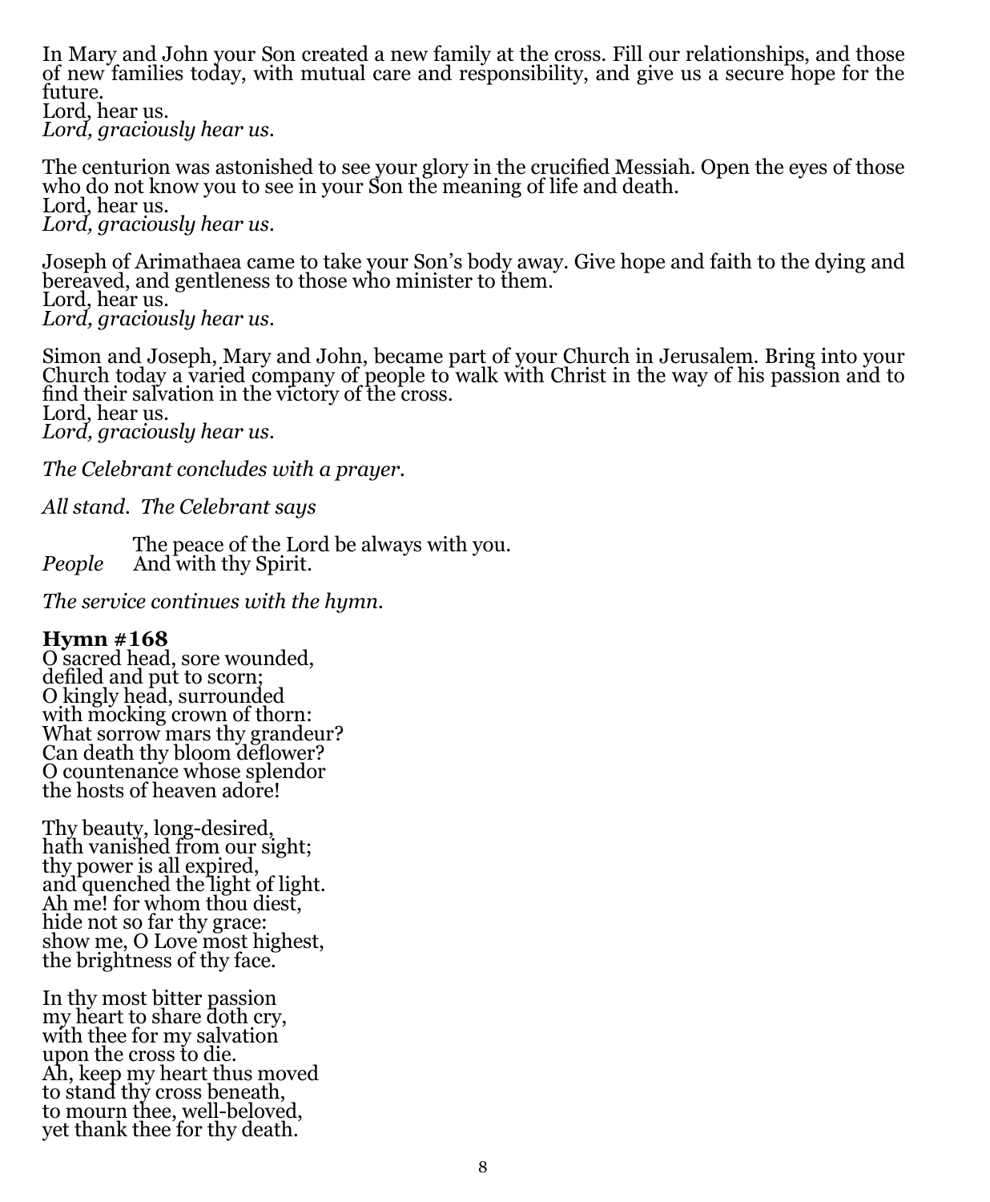In Mary and John your Son created a new family at the cross. Fill our relationships, and those of new families today, with mutual care and responsibility, and give us a secure hope for the future.
Lord, hear us.
*Lord, graciously hear us.*

The centurion was astonished to see your glory in the crucified Messiah. Open the eyes of those who do not know you to see in your Son the meaning of life and death.
Lord, hear us.
*Lord, graciously hear us.*

Joseph of Arimathaea came to take your Son's body away. Give hope and faith to the dying and bereaved, and gentleness to those who minister to them.
Lord, hear us.
*Lord, graciously hear us.*

Simon and Joseph, Mary and John, became part of your Church in Jerusalem. Bring into your Church today a varied company of people to walk with Christ in the way of his passion and to find their salvation in the victory of the cross.
Lord, hear us.
*Lord, graciously hear us.*

*The Celebrant concludes with a prayer.*

*All stand. The Celebrant says*

The peace of the Lord be always with you.
*People* And with thy Spirit.

*The service continues with the hymn.*

**Hymn #168**
O sacred head, sore wounded,
defiled and put to scorn;
O kingly head, surrounded
with mocking crown of thorn:
What sorrow mars thy grandeur?
Can death thy bloom deflower?
O countenance whose splendor
the hosts of heaven adore!

Thy beauty, long-desired,
hath vanished from our sight;
thy power is all expired,
and quenched the light of light.
Ah me! for whom thou diest,
hide not so far thy grace:
show me, O Love most highest,
the brightness of thy face.

In thy most bitter passion
my heart to share doth cry,
with thee for my salvation
upon the cross to die.
Ah, keep my heart thus moved
to stand thy cross beneath,
to mourn thee, well-beloved,
yet thank thee for thy death.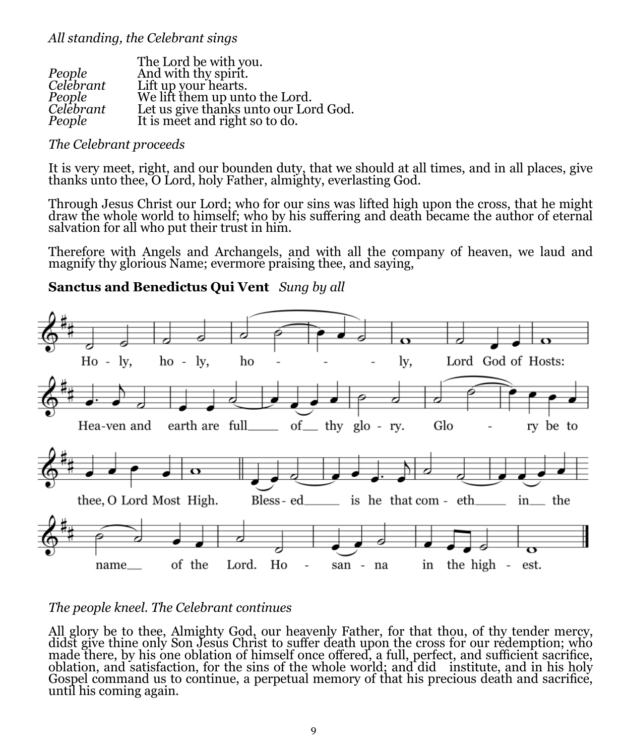*All standing, the Celebrant sings*

| | |
|---|---|
| | The Lord be with you. |
| *People* | And with thy spirit. |
| *Celebrant* | Lift up your hearts. |
| *People* | We lift them up unto the Lord. |
| *Celebrant* | Let us give thanks unto our Lord God. |
| *People* | It is meet and right so to do. |

*The Celebrant proceeds*

It is very meet, right, and our bounden duty, that we should at all times, and in all places, give thanks unto thee, O Lord, holy Father, almighty, everlasting God.

Through Jesus Christ our Lord; who for our sins was lifted high upon the cross, that he might draw the whole world to himself; who by his suffering and death became the author of eternal salvation for all who put their trust in him.

Therefore with Angels and Archangels, and with all the company of heaven, we laud and magnify thy glorious Name; evermore praising thee, and saying,

**Sanctus and Benedictus Qui Vent** *Sung by all*

Holy, holy, holy, Lord God of Hosts: Heaven and earth are full of thy glory. Glory be to thee, O Lord Most High. Blessed is he that cometh in the name of the Lord. Hosanna in the highest.

*The people kneel. The Celebrant continues*

All glory be to thee, Almighty God, our heavenly Father, for that thou, of thy tender mercy, didst give thine only Son Jesus Christ to suffer death upon the cross for our redemption; who made there, by his one oblation of himself once offered, a full, perfect, and sufficient sacrifice, oblation, and satisfaction, for the sins of the whole world; and did institute, and in his holy Gospel command us to continue, a perpetual memory of that his precious death and sacrifice, until his coming again.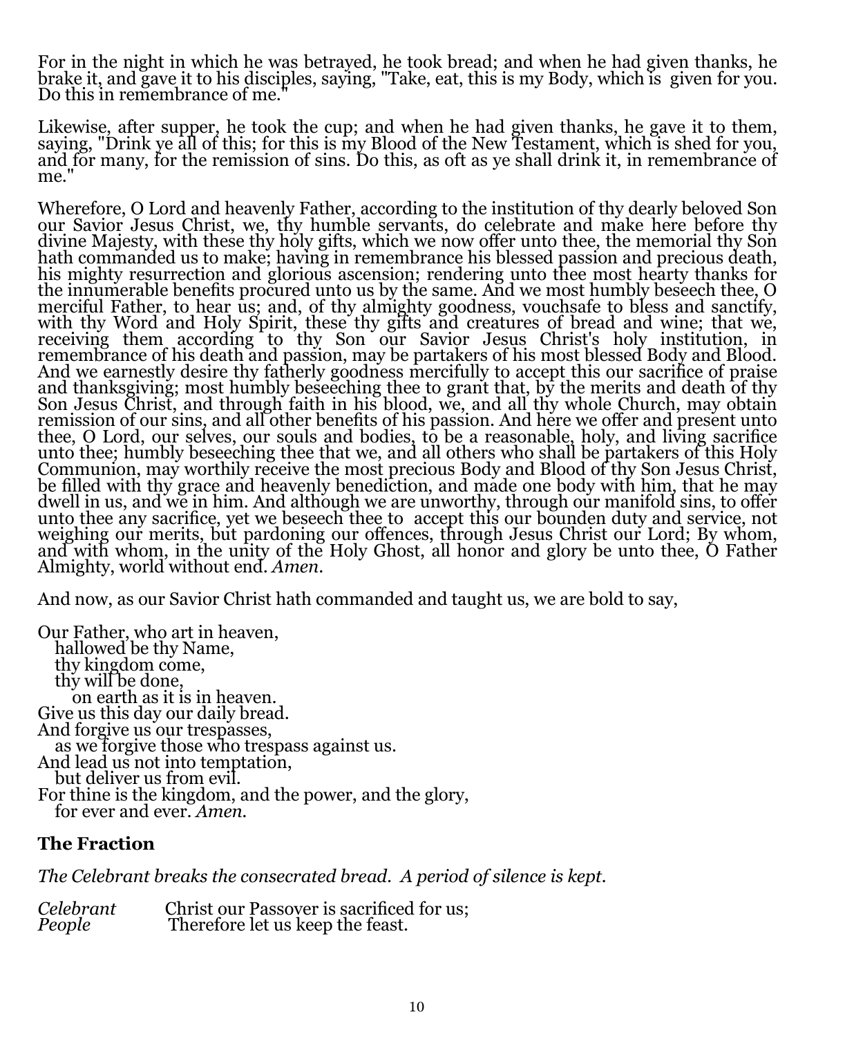For in the night in which he was betrayed, he took bread; and when he had given thanks, he brake it, and gave it to his disciples, saying, "Take, eat, this is my Body, which is given for you. Do this in remembrance of me."

Likewise, after supper, he took the cup; and when he had given thanks, he gave it to them, saying, "Drink ye all of this; for this is my Blood of the New Testament, which is shed for you, and for many, for the remission of sins. Do this, as oft as ye shall drink it, in remembrance of me."

Wherefore, O Lord and heavenly Father, according to the institution of thy dearly beloved Son our Savior Jesus Christ, we, thy humble servants, do celebrate and make here before thy divine Majesty, with these thy holy gifts, which we now offer unto thee, the memorial thy Son hath commanded us to make; having in remembrance his blessed passion and precious death, his mighty resurrection and glorious ascension; rendering unto thee most hearty thanks for the innumerable benefits procured unto us by the same. And we most humbly beseech thee, O merciful Father, to hear us; and, of thy almighty goodness, vouchsafe to bless and sanctify, with thy Word and Holy Spirit, these thy gifts and creatures of bread and wine; that we, receiving them according to thy Son our Savior Jesus Christ's holy institution, in remembrance of his death and passion, may be partakers of his most blessed Body and Blood. And we earnestly desire thy fatherly goodness mercifully to accept this our sacrifice of praise and thanksgiving; most humbly beseeching thee to grant that, by the merits and death of thy Son Jesus Christ, and through faith in his blood, we, and all thy whole Church, may obtain remission of our sins, and all other benefits of his passion. And here we offer and present unto thee, O Lord, our selves, our souls and bodies, to be a reasonable, holy, and living sacrifice unto thee; humbly beseeching thee that we, and all others who shall be partakers of this Holy Communion, may worthily receive the most precious Body and Blood of thy Son Jesus Christ, be filled with thy grace and heavenly benediction, and made one body with him, that he may dwell in us, and we in him. And although we are unworthy, through our manifold sins, to offer unto thee any sacrifice, yet we beseech thee to accept this our bounden duty and service, not weighing our merits, but pardoning our offences, through Jesus Christ our Lord; By whom, and with whom, in the unity of the Holy Ghost, all honor and glory be unto thee, O Father Almighty, world without end. *Amen.*

And now, as our Savior Christ hath commanded and taught us, we are bold to say,

Our Father, who art in heaven,  
   hallowed be thy Name,  
   thy kingdom come,  
   thy will be done,  
      on earth as it is in heaven.  
Give us this day our daily bread.  
And forgive us our trespasses,  
   as we forgive those who trespass against us.  
And lead us not into temptation,  
   but deliver us from evil.  
For thine is the kingdom, and the power, and the glory,  
   for ever and ever. *Amen.*

## The Fraction

*The Celebrant breaks the consecrated bread. A period of silence is kept.*

*Celebrant* Christ our Passover is sacrificed for us;  
*People* Therefore let us keep the feast.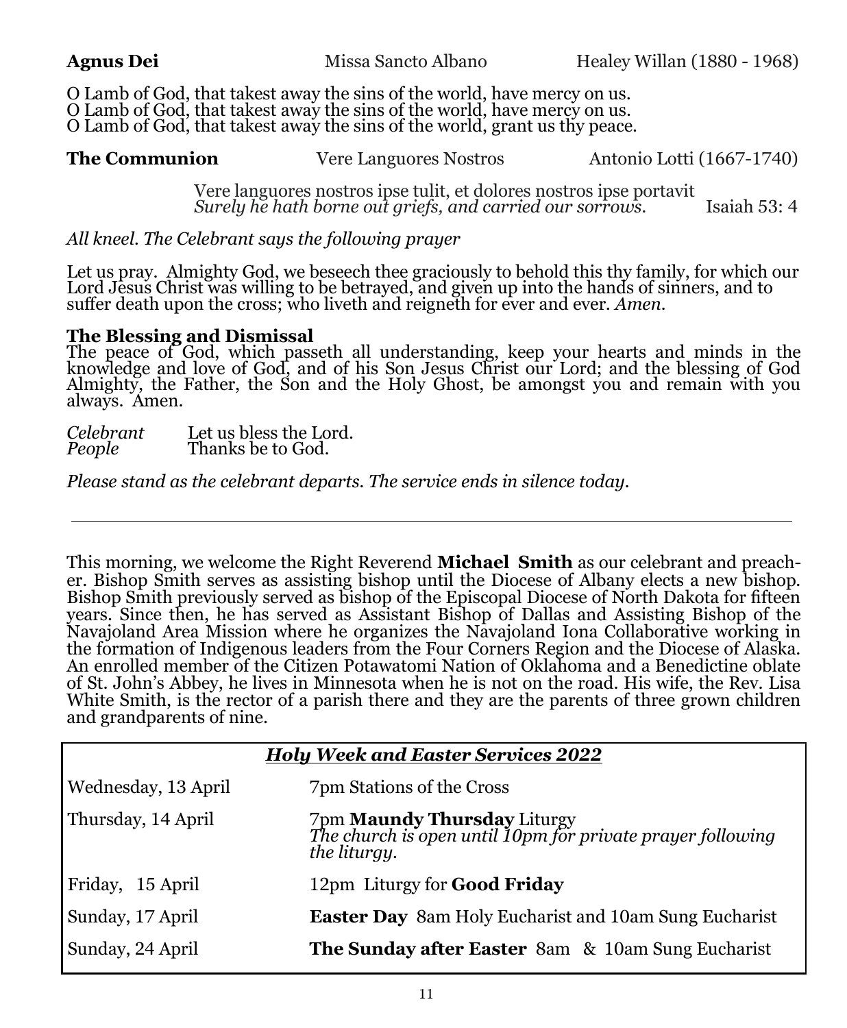**Agnus Dei** Missa Sancto Albano Healey Willan (1880 - 1968)

O Lamb of God, that takest away the sins of the world, have mercy on us.
O Lamb of God, that takest away the sins of the world, have mercy on us.
O Lamb of God, that takest away the sins of the world, grant us thy peace.

**The Communion** Vere Languores Nostros Antonio Lotti (1667-1740)

Vere languores nostros ipse tulit, et dolores nostros ipse portavit
*Surely he hath borne out griefs, and carried our sorrows.* Isaiah 53: 4

*All kneel. The Celebrant says the following prayer*

Let us pray. Almighty God, we beseech thee graciously to behold this thy family, for which our Lord Jesus Christ was willing to be betrayed, and given up into the hands of sinners, and to suffer death upon the cross; who liveth and reigneth for ever and ever. *Amen.*

**The Blessing and Dismissal**
The peace of God, which passeth all understanding, keep your hearts and minds in the knowledge and love of God, and of his Son Jesus Christ our Lord; and the blessing of God Almighty, the Father, the Son and the Holy Ghost, be amongst you and remain with you always. Amen.

*Celebrant* Let us bless the Lord.
*People* Thanks be to God.

*Please stand as the celebrant departs. The service ends in silence today.*

---

This morning, we welcome the Right Reverend **Michael Smith** as our celebrant and preacher. Bishop Smith serves as assisting bishop until the Diocese of Albany elects a new bishop. Bishop Smith previously served as bishop of the Episcopal Diocese of North Dakota for fifteen years. Since then, he has served as Assistant Bishop of Dallas and Assisting Bishop of the Navajoland Area Mission where he organizes the Navajoland Iona Collaborative working in the formation of Indigenous leaders from the Four Corners Region and the Diocese of Alaska. An enrolled member of the Citizen Potawatomi Nation of Oklahoma and a Benedictine oblate of St. John's Abbey, he lives in Minnesota when he is not on the road. His wife, the Rev. Lisa White Smith, is the rector of a parish there and they are the parents of three grown children and grandparents of nine.

| ***Holy Week and Easter Services 2022*** | |
|---|---|
| Wednesday, 13 April | 7pm Stations of the Cross |
| Thursday, 14 April | 7pm **Maundy Thursday** Liturgy<br>*The church is open until 10pm for private prayer following the liturgy.* |
| Friday, 15 April | 12pm Liturgy for **Good Friday** |
| Sunday, 17 April | **Easter Day** 8am Holy Eucharist and 10am Sung Eucharist |
| Sunday, 24 April | **The Sunday after Easter** 8am & 10am Sung Eucharist |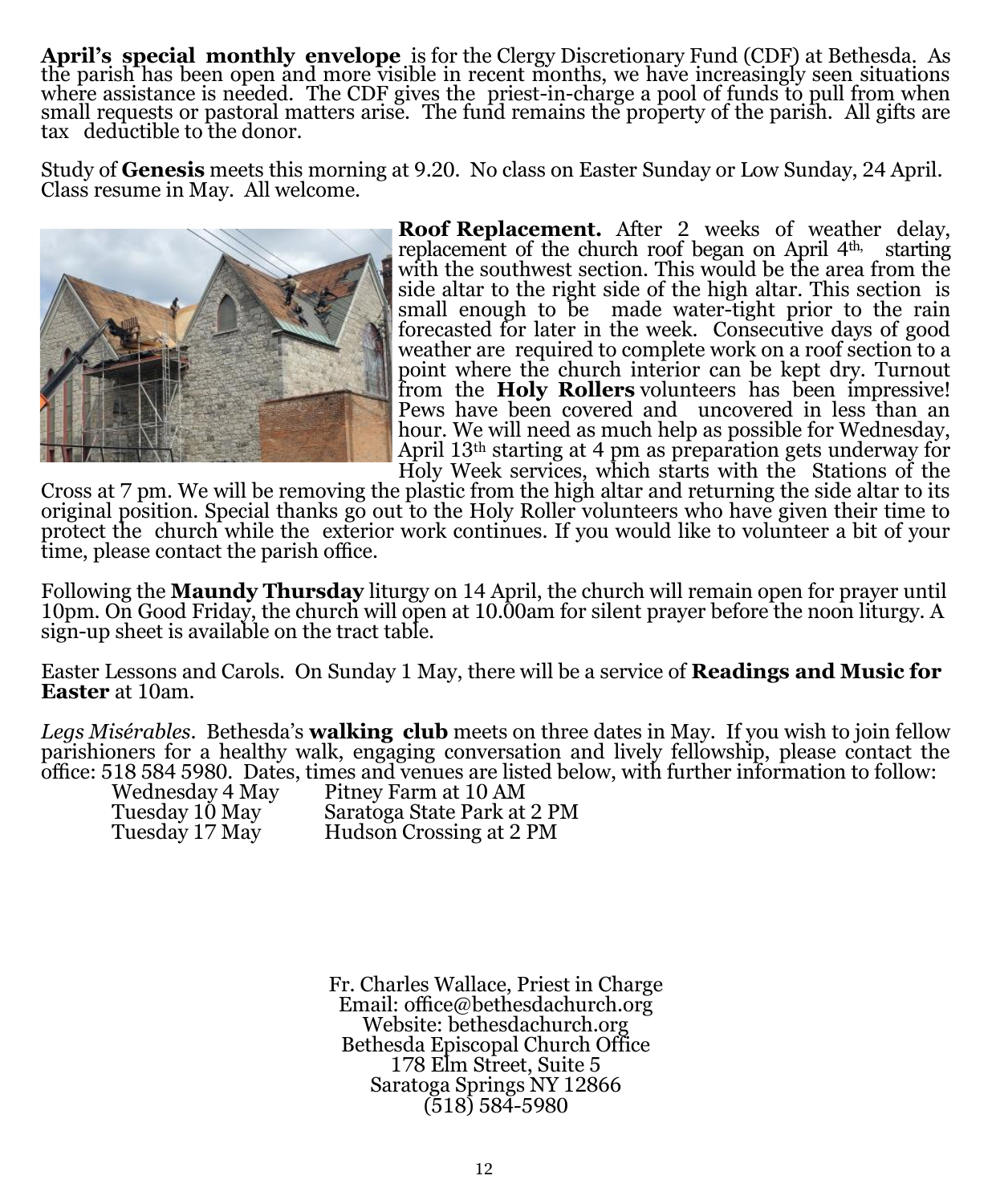**April's special monthly envelope** is for the Clergy Discretionary Fund (CDF) at Bethesda. As the parish has been open and more visible in recent months, we have increasingly seen situations where assistance is needed. The CDF gives the priest-in-charge a pool of funds to pull from when small requests or pastoral matters arise. The fund remains the property of the parish. All gifts are tax deductible to the donor.

Study of **Genesis** meets this morning at 9.20. No class on Easter Sunday or Low Sunday, 24 April. Class resume in May. All welcome.

**Roof Replacement.** After 2 weeks of weather delay, replacement of the church roof began on April 4th, starting with the southwest section. This would be the area from the side altar to the right side of the high altar. This section is small enough to be made water-tight prior to the rain forecasted for later in the week. Consecutive days of good weather are required to complete work on a roof section to a point where the church interior can be kept dry. Turnout from the **Holy Rollers** volunteers has been impressive! Pews have been covered and uncovered in less than an hour. We will need as much help as possible for Wednesday, April 13th starting at 4 pm as preparation gets underway for Holy Week services, which starts with the Stations of the Cross at 7 pm. We will be removing the plastic from the high altar and returning the side altar to its original position. Special thanks go out to the Holy Roller volunteers who have given their time to protect the church while the exterior work continues. If you would like to volunteer a bit of your time, please contact the parish office.

Following the **Maundy Thursday** liturgy on 14 April, the church will remain open for prayer until 10pm. On Good Friday, the church will open at 10.00am for silent prayer before the noon liturgy. A sign-up sheet is available on the tract table.

Easter Lessons and Carols. On Sunday 1 May, there will be a service of **Readings and Music for Easter** at 10am.

*Legs Misérables*. Bethesda's **walking club** meets on three dates in May. If you wish to join fellow parishioners for a healthy walk, engaging conversation and lively fellowship, please contact the office: 518 584 5980. Dates, times and venues are listed below, with further information to follow:

| | |
|---|---|
| Wednesday 4 May | Pitney Farm at 10 AM |
| Tuesday 10 May | Saratoga State Park at 2 PM |
| Tuesday 17 May | Hudson Crossing at 2 PM |

Fr. Charles Wallace, Priest in Charge
Email: office@bethesdachurch.org
Website: bethesdachurch.org
Bethesda Episcopal Church Office
178 Elm Street, Suite 5
Saratoga Springs NY 12866
(518) 584-5980